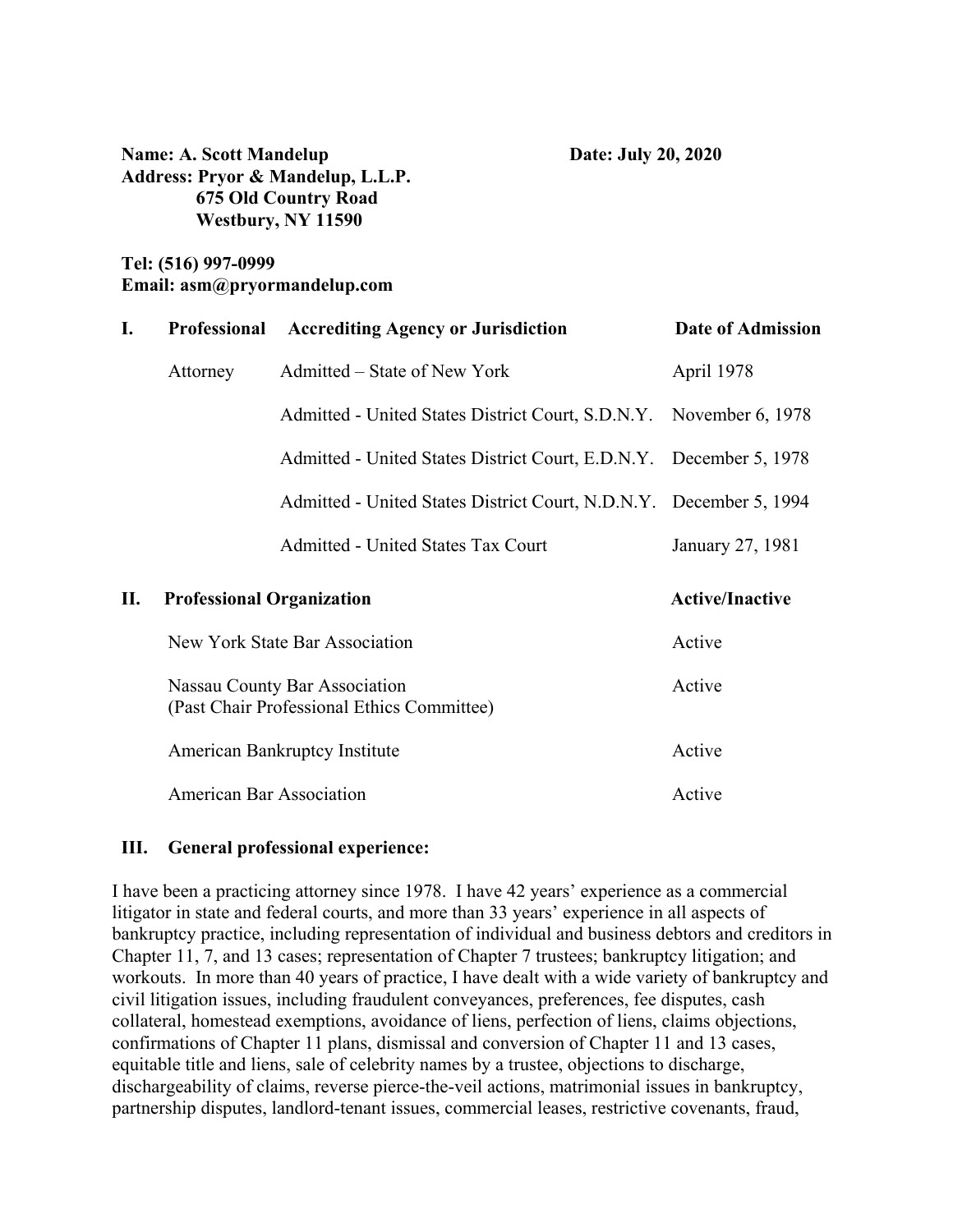**Name: A. Scott Mandelup** **Date: July 20, 2020**

**Address: Pryor & Mandelup, L.L.P.**
**675 Old Country Road**
**Westbury, NY 11590**

**Tel: (516) 997-0999**
**Email: asm@pryormandelup.com**

| I. | Professional | Accrediting Agency or Jurisdiction | Date of Admission |
|---|---|---|---|
| | Attorney | Admitted – State of New York | April 1978 |
| | | Admitted - United States District Court, S.D.N.Y. | November 6, 1978 |
| | | Admitted - United States District Court, E.D.N.Y. | December 5, 1978 |
| | | Admitted - United States District Court, N.D.N.Y. | December 5, 1994 |
| | | Admitted - United States Tax Court | January 27, 1981 |

| II. | Professional Organization | Active/Inactive |
|---|---|---|
| | New York State Bar Association | Active |
| | Nassau County Bar Association (Past Chair Professional Ethics Committee) | Active |
| | American Bankruptcy Institute | Active |
| | American Bar Association | Active |

**III. General professional experience:**

I have been a practicing attorney since 1978. I have 42 years' experience as a commercial litigator in state and federal courts, and more than 33 years' experience in all aspects of bankruptcy practice, including representation of individual and business debtors and creditors in Chapter 11, 7, and 13 cases; representation of Chapter 7 trustees; bankruptcy litigation; and workouts. In more than 40 years of practice, I have dealt with a wide variety of bankruptcy and civil litigation issues, including fraudulent conveyances, preferences, fee disputes, cash collateral, homestead exemptions, avoidance of liens, perfection of liens, claims objections, confirmations of Chapter 11 plans, dismissal and conversion of Chapter 11 and 13 cases, equitable title and liens, sale of celebrity names by a trustee, objections to discharge, dischargeability of claims, reverse pierce-the-veil actions, matrimonial issues in bankruptcy, partnership disputes, landlord-tenant issues, commercial leases, restrictive covenants, fraud,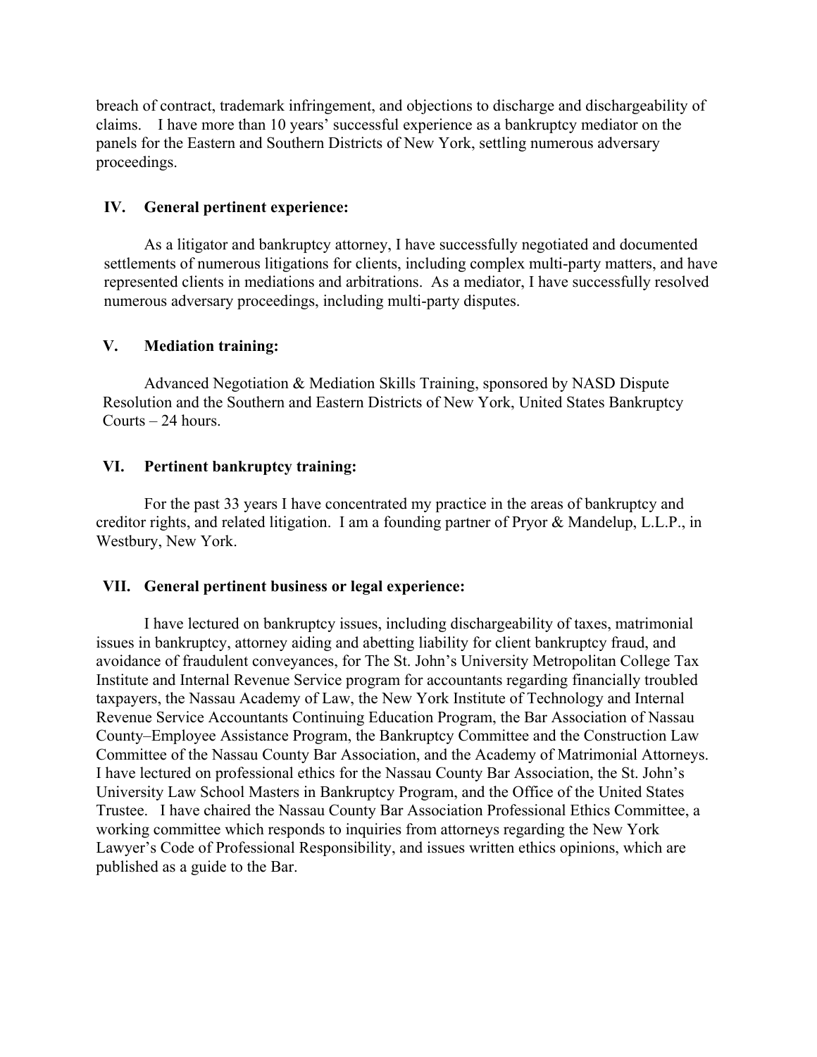breach of contract, trademark infringement, and objections to discharge and dischargeability of claims. I have more than 10 years' successful experience as a bankruptcy mediator on the panels for the Eastern and Southern Districts of New York, settling numerous adversary proceedings.

## IV. General pertinent experience:

As a litigator and bankruptcy attorney, I have successfully negotiated and documented settlements of numerous litigations for clients, including complex multi-party matters, and have represented clients in mediations and arbitrations. As a mediator, I have successfully resolved numerous adversary proceedings, including multi-party disputes.

## V. Mediation training:

Advanced Negotiation & Mediation Skills Training, sponsored by NASD Dispute Resolution and the Southern and Eastern Districts of New York, United States Bankruptcy Courts – 24 hours.

## VI. Pertinent bankruptcy training:

For the past 33 years I have concentrated my practice in the areas of bankruptcy and creditor rights, and related litigation. I am a founding partner of Pryor & Mandelup, L.L.P., in Westbury, New York.

## VII. General pertinent business or legal experience:

I have lectured on bankruptcy issues, including dischargeability of taxes, matrimonial issues in bankruptcy, attorney aiding and abetting liability for client bankruptcy fraud, and avoidance of fraudulent conveyances, for The St. John's University Metropolitan College Tax Institute and Internal Revenue Service program for accountants regarding financially troubled taxpayers, the Nassau Academy of Law, the New York Institute of Technology and Internal Revenue Service Accountants Continuing Education Program, the Bar Association of Nassau County–Employee Assistance Program, the Bankruptcy Committee and the Construction Law Committee of the Nassau County Bar Association, and the Academy of Matrimonial Attorneys. I have lectured on professional ethics for the Nassau County Bar Association, the St. John's University Law School Masters in Bankruptcy Program, and the Office of the United States Trustee. I have chaired the Nassau County Bar Association Professional Ethics Committee, a working committee which responds to inquiries from attorneys regarding the New York Lawyer's Code of Professional Responsibility, and issues written ethics opinions, which are published as a guide to the Bar.